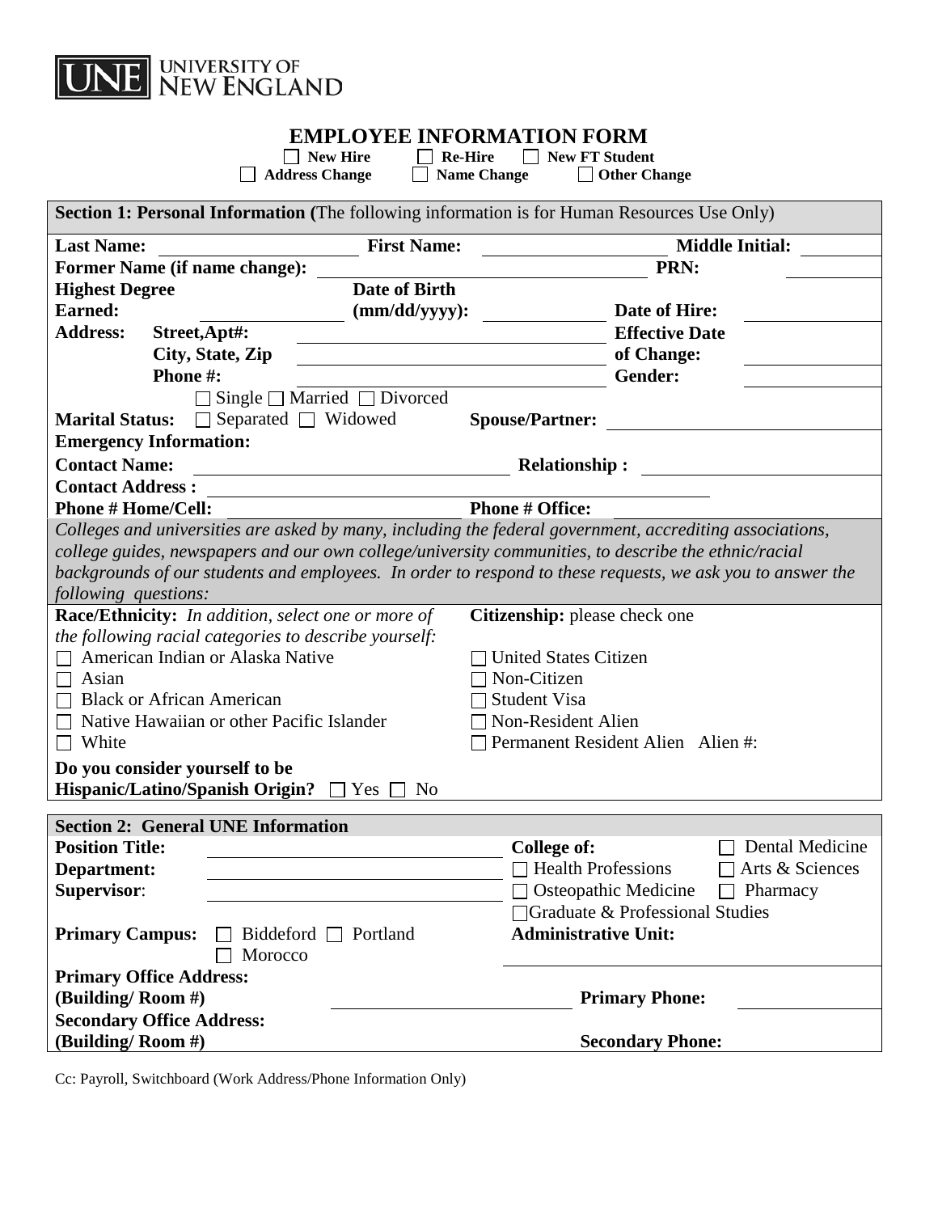UNIVERSITY OF NEW ENGLAND

# EMPLOYEE INFORMATION FORM

☐ **New Hire** ☐ **Re-Hire** ☐ **New FT Student**
☐ **Address Change** ☐ **Name Change** ☐ **Other Change**

**Section 1: Personal Information (**The following information is for Human Resources Use Only)

**Last Name:** ____________ **First Name:** ____________ **Middle Initial:** ______

**Former Name (if name change):** ____________________ **PRN:** ______

**Highest Degree Earned:** ____________ **Date of Birth (mm/dd/yyyy):** ____________ **Date of Hire:** ____________

**Address:** **Street,Apt#:** ____________________ **Effective Date of Change:** ____________

**City, State, Zip** ____________________

**Phone #:** ____________________ **Gender:** ____________

**Marital Status:** ☐ Single ☐ Married ☐ Divorced ☐ Separated ☐ Widowed **Spouse/Partner:** ____________________

**Emergency Information:**

**Contact Name:** ____________________ **Relationship :** ____________________

**Contact Address :** ____________________

**Phone # Home/Cell:** ____________ **Phone # Office:** ____________

*Colleges and universities are asked by many, including the federal government, accrediting associations, college guides, newspapers and our own college/university communities, to describe the ethnic/racial backgrounds of our students and employees. In order to respond to these requests, we ask you to answer the following questions:*

**Race/Ethnicity:** *In addition, select one or more of the following racial categories to describe yourself:*

- ☐ American Indian or Alaska Native
- ☐ Asian
- ☐ Black or African American
- ☐ Native Hawaiian or other Pacific Islander
- ☐ White

**Citizenship:** please check one

- ☐ United States Citizen
- ☐ Non-Citizen
- ☐ Student Visa
- ☐ Non-Resident Alien
- ☐ Permanent Resident Alien Alien #:

**Do you consider yourself to be Hispanic/Latino/Spanish Origin?** ☐ Yes ☐ No

**Section 2: General UNE Information**

**Position Title:** ____________________

**Department:** ____________________

**Supervisor**: ____________________

**College of:** ☐ Dental Medicine ☐ Health Professions ☐ Arts & Sciences ☐ Osteopathic Medicine ☐ Pharmacy ☐ Graduate & Professional Studies

**Primary Campus:** ☐ Biddeford ☐ Portland ☐ Morocco

**Administrative Unit:** ____________________

**Primary Office Address: (Building/ Room #)** ____________________ **Primary Phone:** ____________

**Secondary Office Address: (Building/ Room #)** ____________________ **Secondary Phone:** ____________

Cc: Payroll, Switchboard (Work Address/Phone Information Only)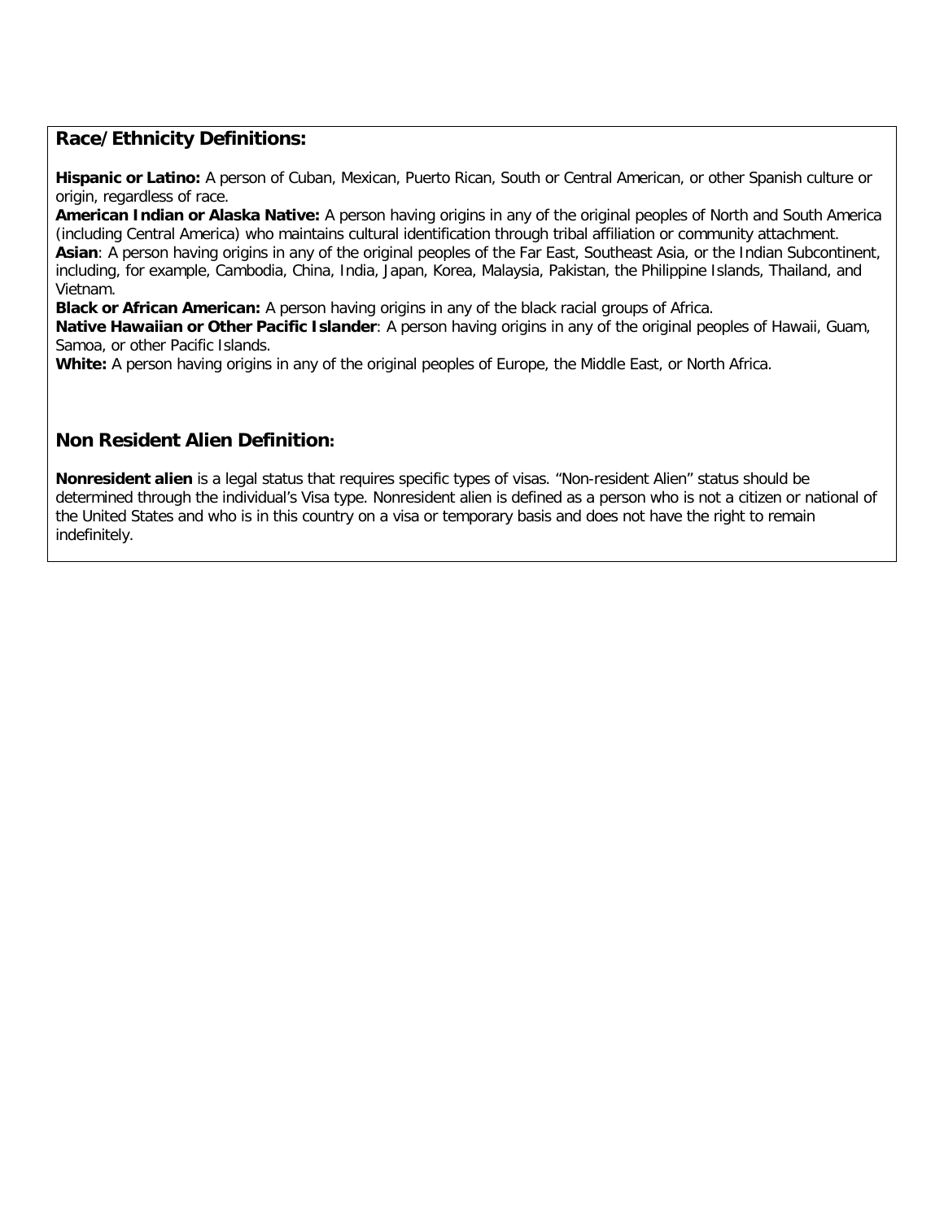## Race/Ethnicity Definitions:

**Hispanic or Latino:** A person of Cuban, Mexican, Puerto Rican, South or Central American, or other Spanish culture or origin, regardless of race.
**American Indian or Alaska Native:** A person having origins in any of the original peoples of North and South America (including Central America) who maintains cultural identification through tribal affiliation or community attachment.
**Asian**: A person having origins in any of the original peoples of the Far East, Southeast Asia, or the Indian Subcontinent, including, for example, Cambodia, China, India, Japan, Korea, Malaysia, Pakistan, the Philippine Islands, Thailand, and Vietnam.
**Black or African American:** A person having origins in any of the black racial groups of Africa.
**Native Hawaiian or Other Pacific Islander**: A person having origins in any of the original peoples of Hawaii, Guam, Samoa, or other Pacific Islands.
**White:** A person having origins in any of the original peoples of Europe, the Middle East, or North Africa.

## Non Resident Alien Definition:

**Nonresident alien** is a legal status that requires specific types of visas. "Non-resident Alien" status should be determined through the individual's Visa type. Nonresident alien is defined as a person who is not a citizen or national of the United States and who is in this country on a visa or temporary basis and does not have the right to remain indefinitely.